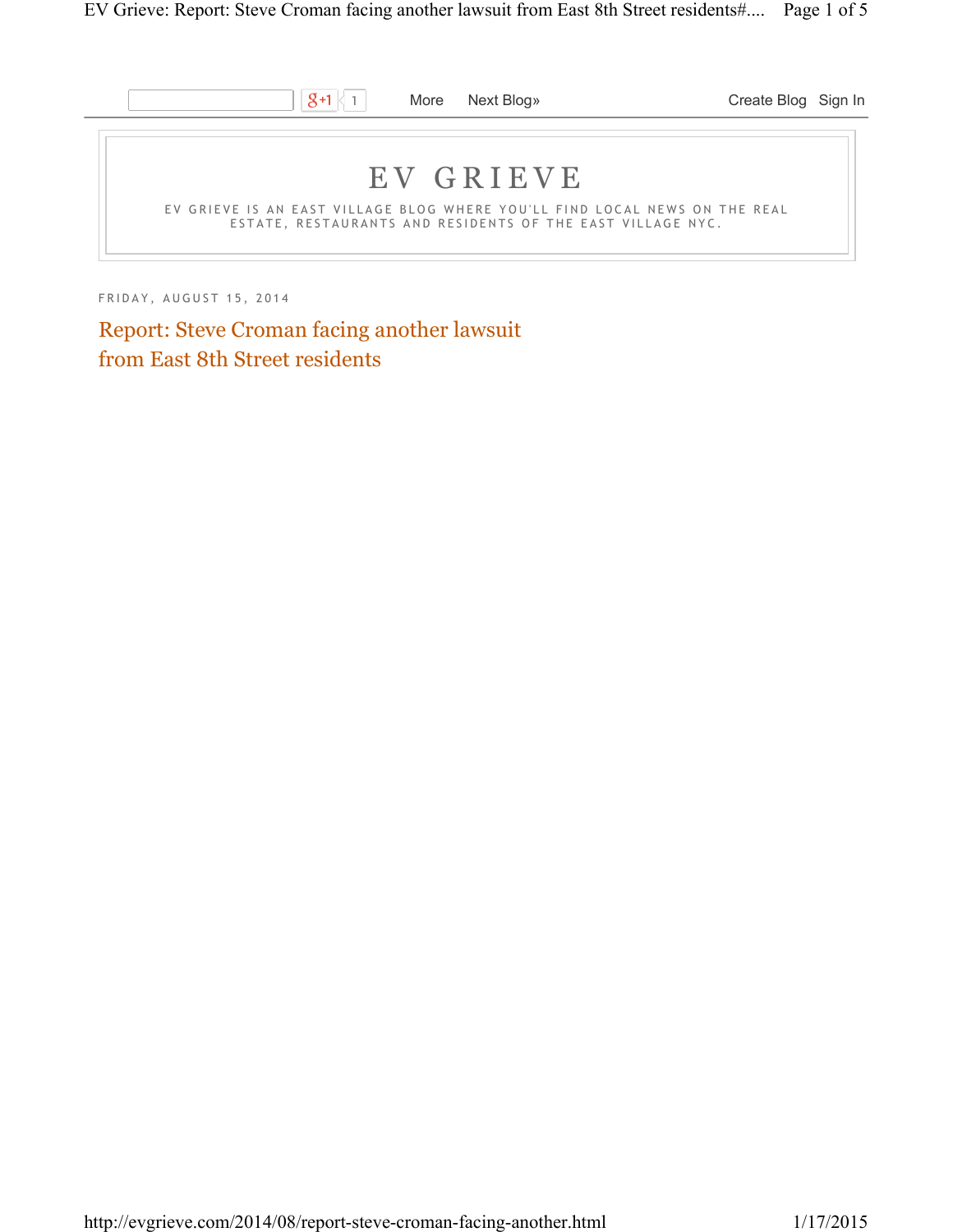# EV GRIEVE

EV GRIEVE IS AN EAST VILLAGE BLOG WHERE YOU'LL FIND LOCAL NEWS ON THE REAL ESTATE, RESTAURANTS AND RESIDENTS OF THE EAST VILLAGE NYC.

FRIDAY, AUGUST 15, 2014

## Report: Steve Croman facing another lawsuit from East 8th Street residents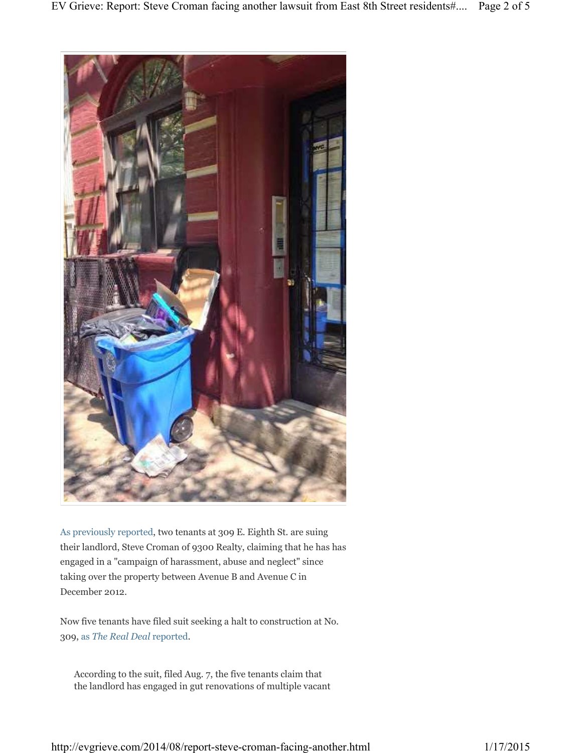As previously reported, two tenants at 309 E. Eighth St. are suing their landlord, Steve Croman of 9300 Realty, claiming that he has has engaged in a "campaign of harassment, abuse and neglect" since taking over the property between Avenue B and Avenue C in December 2012.

Now five tenants have filed suit seeking a halt to construction at No. 309, as *The Real Deal* reported.

> According to the suit, filed Aug. 7, the five tenants claim that the landlord has engaged in gut renovations of multiple vacant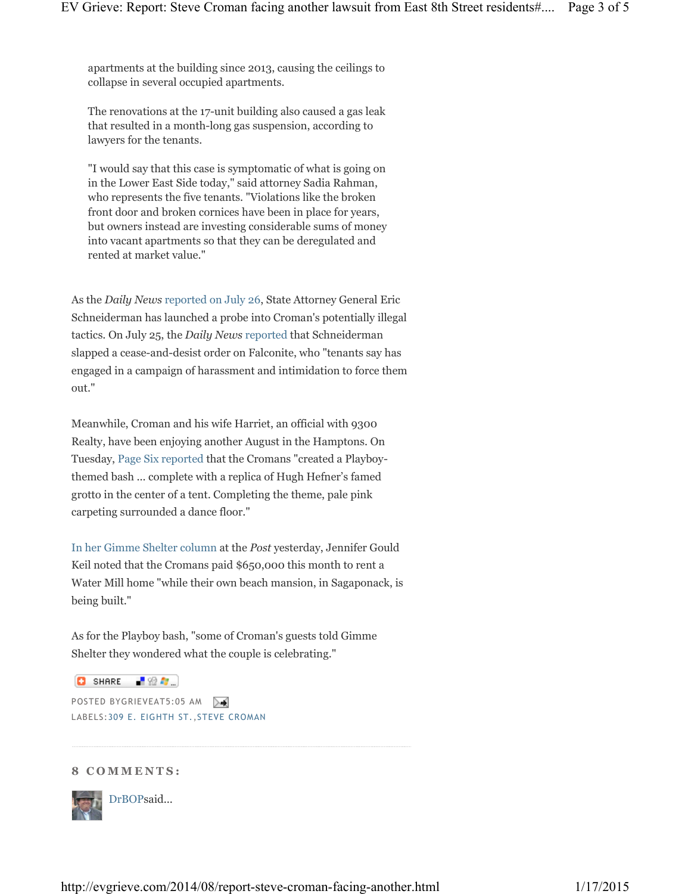> apartments at the building since 2013, causing the ceilings to collapse in several occupied apartments.
>
> The renovations at the 17-unit building also caused a gas leak that resulted in a month-long gas suspension, according to lawyers for the tenants.
>
> "I would say that this case is symptomatic of what is going on in the Lower East Side today," said attorney Sadia Rahman, who represents the five tenants. "Violations like the broken front door and broken cornices have been in place for years, but owners instead are investing considerable sums of money into vacant apartments so that they can be deregulated and rented at market value."

As the *Daily News* reported on July 26, State Attorney General Eric Schneiderman has launched a probe into Croman's potentially illegal tactics. On July 25, the *Daily News* reported that Schneiderman slapped a cease-and-desist order on Falconite, who "tenants say has engaged in a campaign of harassment and intimidation to force them out."

Meanwhile, Croman and his wife Harriet, an official with 9300 Realty, have been enjoying another August in the Hamptons. On Tuesday, Page Six reported that the Cromans "created a Playboy-themed bash ... complete with a replica of Hugh Hefner's famed grotto in the center of a tent. Completing the theme, pale pink carpeting surrounded a dance floor."

In her Gimme Shelter column at the *Post* yesterday, Jennifer Gould Keil noted that the Cromans paid $650,000 this month to rent a Water Mill home "while their own beach mansion, in Sagaponack, is being built."

As for the Playboy bash, "some of Croman's guests told Gimme Shelter they wondered what the couple is celebrating."

SHARE

POSTED BY GRIEVE AT 5:05 AM

LABELS: 309 E. EIGHTH ST., STEVE CROMAN

## 8 COMMENTS:

DrBOP said...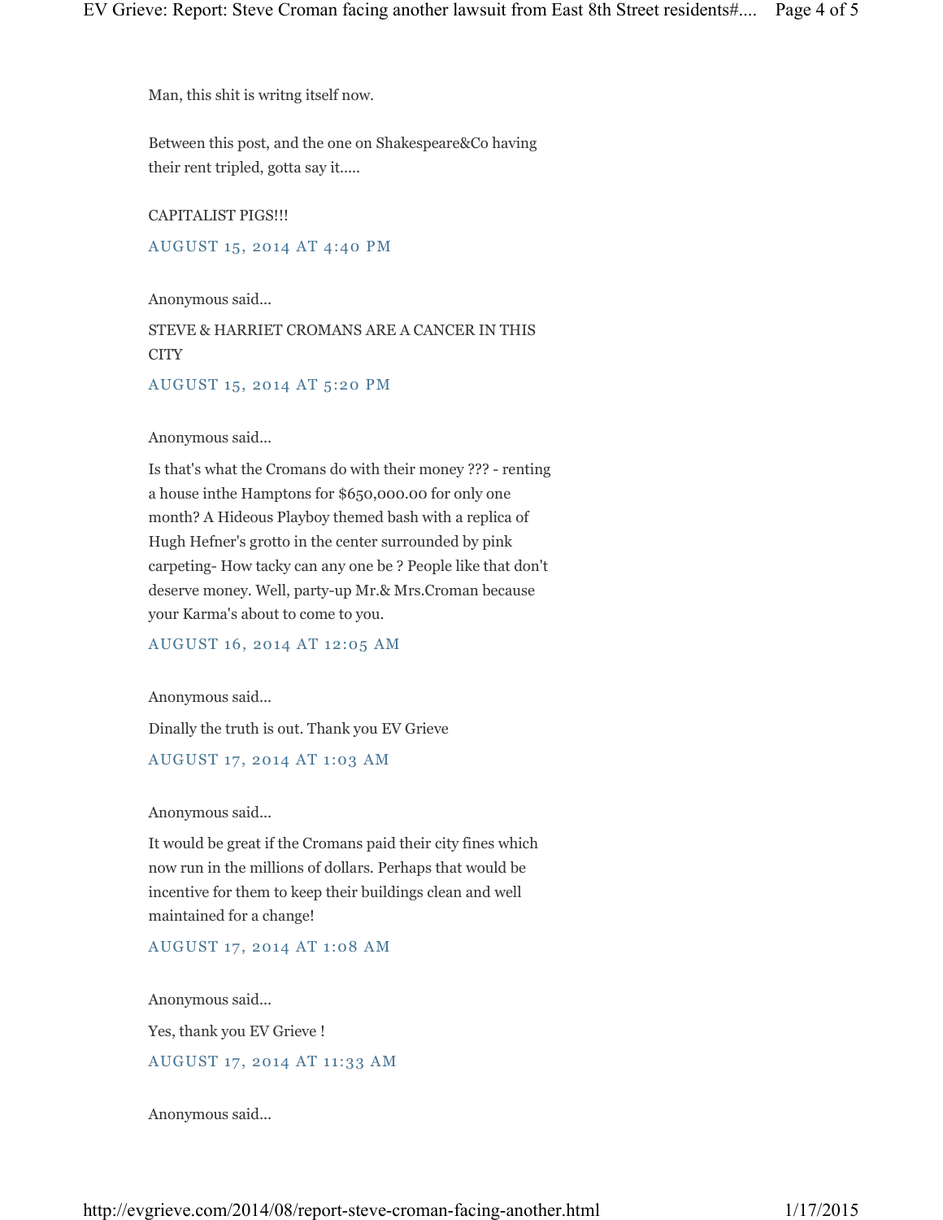Man, this shit is writng itself now.

Between this post, and the one on Shakespeare&Co having their rent tripled, gotta say it.....

CAPITALIST PIGS!!!

AUGUST 15, 2014 AT 4:40 PM

Anonymous said...

STEVE & HARRIET CROMANS ARE A CANCER IN THIS CITY

AUGUST 15, 2014 AT 5:20 PM

Anonymous said...

Is that's what the Cromans do with their money ??? - renting a house inthe Hamptons for $650,000.00 for only one month? A Hideous Playboy themed bash with a replica of Hugh Hefner's grotto in the center surrounded by pink carpeting- How tacky can any one be ? People like that don't deserve money. Well, party-up Mr.& Mrs.Croman because your Karma's about to come to you.

AUGUST 16, 2014 AT 12:05 AM

Anonymous said...

Dinally the truth is out. Thank you EV Grieve

AUGUST 17, 2014 AT 1:03 AM

Anonymous said...

It would be great if the Cromans paid their city fines which now run in the millions of dollars. Perhaps that would be incentive for them to keep their buildings clean and well maintained for a change!

AUGUST 17, 2014 AT 1:08 AM

Anonymous said...

Yes, thank you EV Grieve !

AUGUST 17, 2014 AT 11:33 AM

Anonymous said...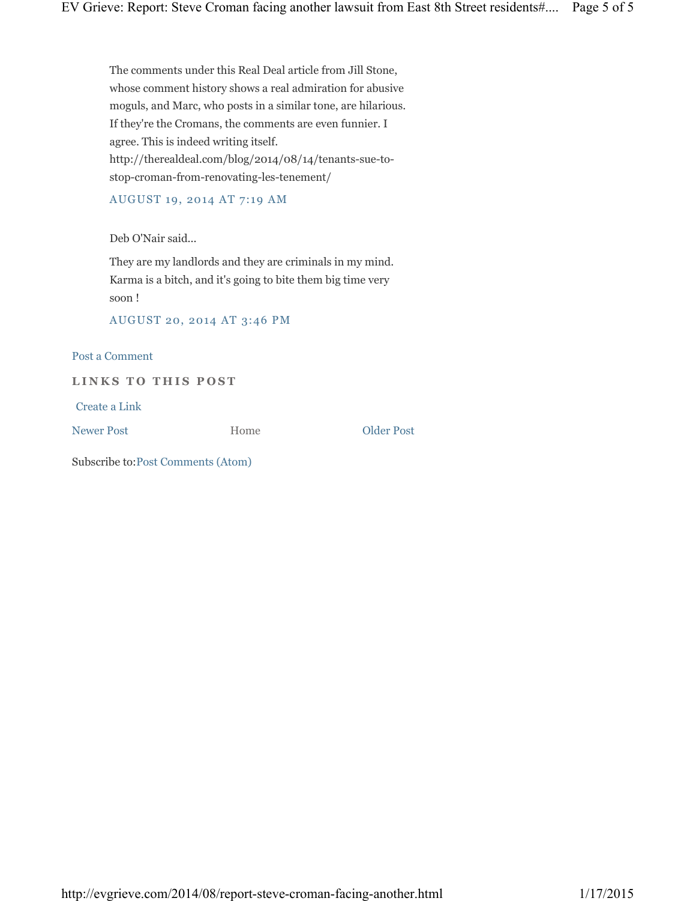The comments under this Real Deal article from Jill Stone, whose comment history shows a real admiration for abusive moguls, and Marc, who posts in a similar tone, are hilarious. If they're the Cromans, the comments are even funnier. I agree. This is indeed writing itself.
http://therealdeal.com/blog/2014/08/14/tenants-sue-to-stop-croman-from-renovating-les-tenement/

AUGUST 19, 2014 AT 7:19 AM

Deb O'Nair said...

They are my landlords and they are criminals in my mind. Karma is a bitch, and it's going to bite them big time very soon !

AUGUST 20, 2014 AT 3:46 PM

Post a Comment

**LINKS TO THIS POST**

Create a Link

Newer Post | Home | Older Post

Subscribe to: Post Comments (Atom)